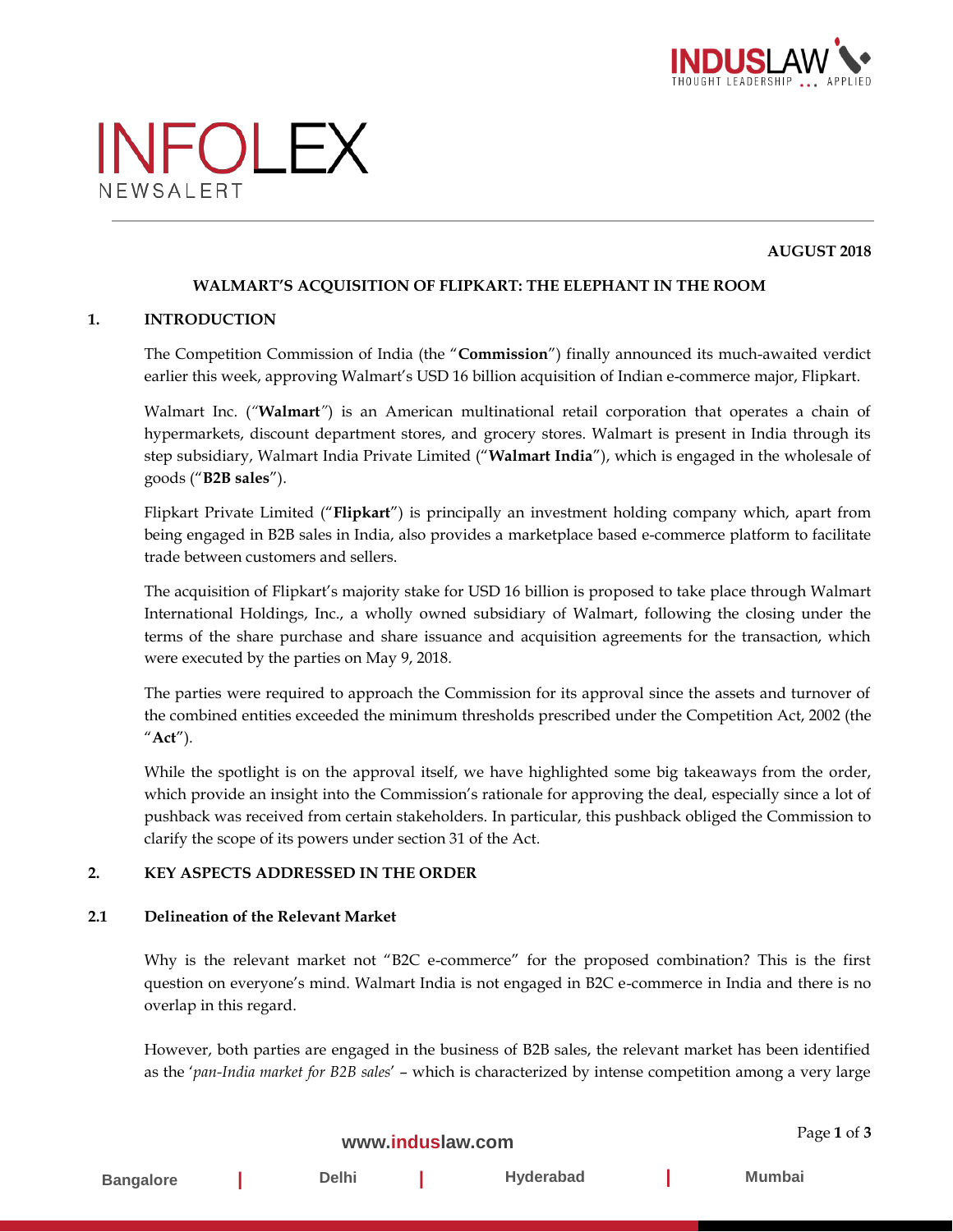# INFOLEX

NEWSALERT

**AUGUST 2018**

## WALMART'S ACQUISITION OF FLIPKART: THE ELEPHANT IN THE ROOM

### 1. INTRODUCTION

The Competition Commission of India (the "**Commission**") finally announced its much-awaited verdict earlier this week, approving Walmart's USD 16 billion acquisition of Indian e-commerce major, Flipkart.

Walmart Inc. ("**Walmart**") is an American multinational retail corporation that operates a chain of hypermarkets, discount department stores, and grocery stores. Walmart is present in India through its step subsidiary, Walmart India Private Limited ("**Walmart India**"), which is engaged in the wholesale of goods ("**B2B sales**").

Flipkart Private Limited ("**Flipkart**") is principally an investment holding company which, apart from being engaged in B2B sales in India, also provides a marketplace based e-commerce platform to facilitate trade between customers and sellers.

The acquisition of Flipkart's majority stake for USD 16 billion is proposed to take place through Walmart International Holdings, Inc., a wholly owned subsidiary of Walmart, following the closing under the terms of the share purchase and share issuance and acquisition agreements for the transaction, which were executed by the parties on May 9, 2018.

The parties were required to approach the Commission for its approval since the assets and turnover of the combined entities exceeded the minimum thresholds prescribed under the Competition Act, 2002 (the "**Act**").

While the spotlight is on the approval itself, we have highlighted some big takeaways from the order, which provide an insight into the Commission's rationale for approving the deal, especially since a lot of pushback was received from certain stakeholders. In particular, this pushback obliged the Commission to clarify the scope of its powers under section 31 of the Act.

### 2. KEY ASPECTS ADDRESSED IN THE ORDER

#### 2.1 Delineation of the Relevant Market

Why is the relevant market not "B2C e-commerce" for the proposed combination? This is the first question on everyone's mind. Walmart India is not engaged in B2C e-commerce in India and there is no overlap in this regard.

However, both parties are engaged in the business of B2B sales, the relevant market has been identified as the '*pan-India market for B2B sales*' – which is characterized by intense competition among a very large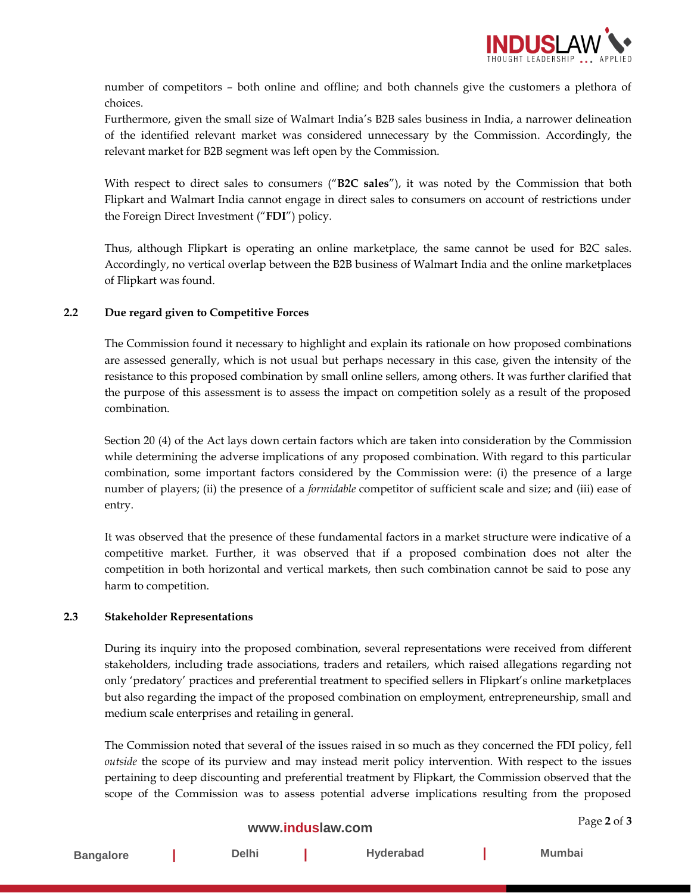number of competitors – both online and offline; and both channels give the customers a plethora of choices.

Furthermore, given the small size of Walmart India's B2B sales business in India, a narrower delineation of the identified relevant market was considered unnecessary by the Commission. Accordingly, the relevant market for B2B segment was left open by the Commission.

With respect to direct sales to consumers ("**B2C sales**"), it was noted by the Commission that both Flipkart and Walmart India cannot engage in direct sales to consumers on account of restrictions under the Foreign Direct Investment ("**FDI**") policy.

Thus, although Flipkart is operating an online marketplace, the same cannot be used for B2C sales. Accordingly, no vertical overlap between the B2B business of Walmart India and the online marketplaces of Flipkart was found.

### 2.2 Due regard given to Competitive Forces

The Commission found it necessary to highlight and explain its rationale on how proposed combinations are assessed generally, which is not usual but perhaps necessary in this case, given the intensity of the resistance to this proposed combination by small online sellers, among others. It was further clarified that the purpose of this assessment is to assess the impact on competition solely as a result of the proposed combination.

Section 20 (4) of the Act lays down certain factors which are taken into consideration by the Commission while determining the adverse implications of any proposed combination. With regard to this particular combination, some important factors considered by the Commission were: (i) the presence of a large number of players; (ii) the presence of a *formidable* competitor of sufficient scale and size; and (iii) ease of entry.

It was observed that the presence of these fundamental factors in a market structure were indicative of a competitive market. Further, it was observed that if a proposed combination does not alter the competition in both horizontal and vertical markets, then such combination cannot be said to pose any harm to competition.

### 2.3 Stakeholder Representations

During its inquiry into the proposed combination, several representations were received from different stakeholders, including trade associations, traders and retailers, which raised allegations regarding not only 'predatory' practices and preferential treatment to specified sellers in Flipkart's online marketplaces but also regarding the impact of the proposed combination on employment, entrepreneurship, small and medium scale enterprises and retailing in general.

The Commission noted that several of the issues raised in so much as they concerned the FDI policy, fell *outside* the scope of its purview and may instead merit policy intervention. With respect to the issues pertaining to deep discounting and preferential treatment by Flipkart, the Commission observed that the scope of the Commission was to assess potential adverse implications resulting from the proposed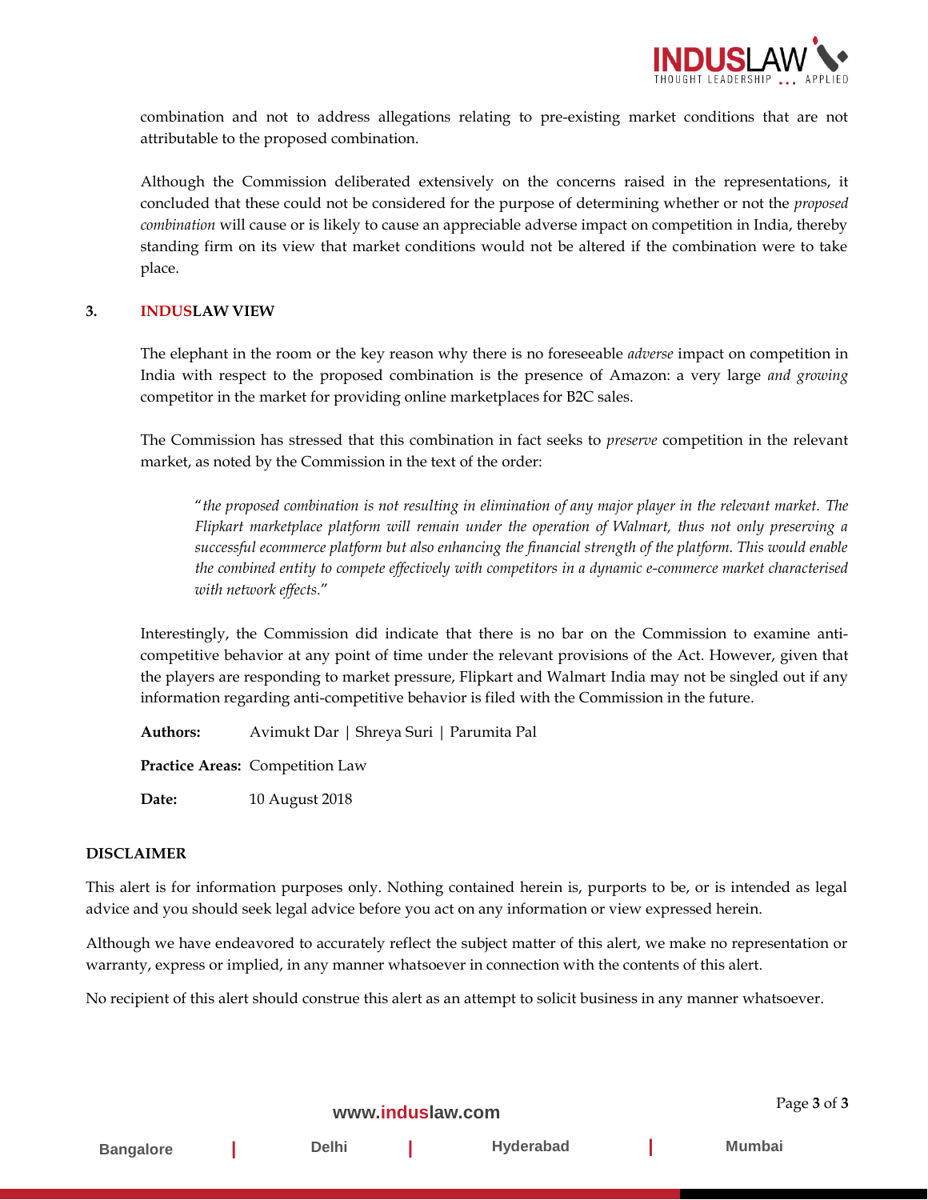combination and not to address allegations relating to pre-existing market conditions that are not attributable to the proposed combination.

Although the Commission deliberated extensively on the concerns raised in the representations, it concluded that these could not be considered for the purpose of determining whether or not the *proposed combination* will cause or is likely to cause an appreciable adverse impact on competition in India, thereby standing firm on its view that market conditions would not be altered if the combination were to take place.

## 3. INDUSLAW VIEW

The elephant in the room or the key reason why there is no foreseeable *adverse* impact on competition in India with respect to the proposed combination is the presence of Amazon: a very large *and growing* competitor in the market for providing online marketplaces for B2C sales.

The Commission has stressed that this combination in fact seeks to *preserve* competition in the relevant market, as noted by the Commission in the text of the order:

> "*the proposed combination is not resulting in elimination of any major player in the relevant market. The Flipkart marketplace platform will remain under the operation of Walmart, thus not only preserving a successful ecommerce platform but also enhancing the financial strength of the platform. This would enable the combined entity to compete effectively with competitors in a dynamic e-commerce market characterised with network effects.*"

Interestingly, the Commission did indicate that there is no bar on the Commission to examine anti-competitive behavior at any point of time under the relevant provisions of the Act. However, given that the players are responding to market pressure, Flipkart and Walmart India may not be singled out if any information regarding anti-competitive behavior is filed with the Commission in the future.

**Authors:** Avimukt Dar | Shreya Suri | Parumita Pal

**Practice Areas:** Competition Law

**Date:** 10 August 2018

**DISCLAIMER**

This alert is for information purposes only. Nothing contained herein is, purports to be, or is intended as legal advice and you should seek legal advice before you act on any information or view expressed herein.

Although we have endeavored to accurately reflect the subject matter of this alert, we make no representation or warranty, express or implied, in any manner whatsoever in connection with the contents of this alert.

No recipient of this alert should construe this alert as an attempt to solicit business in any manner whatsoever.